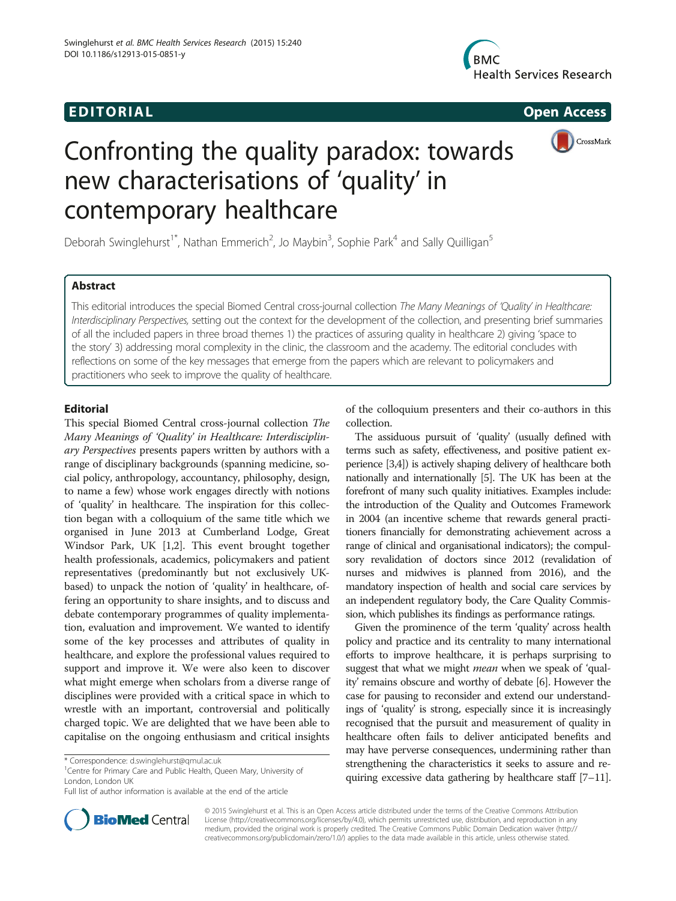EDITORIAL Open Access

# Confronting the quality paradox: towards new characterisations of 'quality' in contemporary healthcare

Deborah Swinglehurst[1*], Nathan Emmerich[2], Jo Maybin[3], Sophie Park[4] and Sally Quilligan[5]

## Abstract

This editorial introduces the special Biomed Central cross-journal collection *The Many Meanings of 'Quality' in Healthcare: Interdisciplinary Perspectives*, setting out the context for the development of the collection, and presenting brief summaries of all the included papers in three broad themes 1) the practices of assuring quality in healthcare 2) giving 'space to the story' 3) addressing moral complexity in the clinic, the classroom and the academy. The editorial concludes with reflections on some of the key messages that emerge from the papers which are relevant to policymakers and practitioners who seek to improve the quality of healthcare.

## Editorial

This special Biomed Central cross-journal collection *The Many Meanings of 'Quality' in Healthcare: Interdisciplinary Perspectives* presents papers written by authors with a range of disciplinary backgrounds (spanning medicine, social policy, anthropology, accountancy, philosophy, design, to name a few) whose work engages directly with notions of 'quality' in healthcare. The inspiration for this collection began with a colloquium of the same title which we organised in June 2013 at Cumberland Lodge, Great Windsor Park, UK [1,2]. This event brought together health professionals, academics, policymakers and patient representatives (predominantly but not exclusively UK-based) to unpack the notion of 'quality' in healthcare, offering an opportunity to share insights, and to discuss and debate contemporary programmes of quality implementation, evaluation and improvement. We wanted to identify some of the key processes and attributes of quality in healthcare, and explore the professional values required to support and improve it. We were also keen to discover what might emerge when scholars from a diverse range of disciplines were provided with a critical space in which to wrestle with an important, controversial and politically charged topic. We are delighted that we have been able to capitalise on the ongoing enthusiasm and critical insights of the colloquium presenters and their co-authors in this collection.

The assiduous pursuit of 'quality' (usually defined with terms such as safety, effectiveness, and positive patient experience [3,4]) is actively shaping delivery of healthcare both nationally and internationally [5]. The UK has been at the forefront of many such quality initiatives. Examples include: the introduction of the Quality and Outcomes Framework in 2004 (an incentive scheme that rewards general practitioners financially for demonstrating achievement across a range of clinical and organisational indicators); the compulsory revalidation of doctors since 2012 (revalidation of nurses and midwives is planned from 2016), and the mandatory inspection of health and social care services by an independent regulatory body, the Care Quality Commission, which publishes its findings as performance ratings.

Given the prominence of the term 'quality' across health policy and practice and its centrality to many international efforts to improve healthcare, it is perhaps surprising to suggest that what we might *mean* when we speak of 'quality' remains obscure and worthy of debate [6]. However the case for pausing to reconsider and extend our understandings of 'quality' is strong, especially since it is increasingly recognised that the pursuit and measurement of quality in healthcare often fails to deliver anticipated benefits and may have perverse consequences, undermining rather than strengthening the characteristics it seeks to assure and requiring excessive data gathering by healthcare staff [7–11].

\* Correspondence: d.swinglehurst@qmul.ac.uk
[1]Centre for Primary Care and Public Health, Queen Mary, University of London, London UK
Full list of author information is available at the end of the article

© 2015 Swinglehurst et al. This is an Open Access article distributed under the terms of the Creative Commons Attribution License (http://creativecommons.org/licenses/by/4.0), which permits unrestricted use, distribution, and reproduction in any medium, provided the original work is properly credited. The Creative Commons Public Domain Dedication waiver (http://creativecommons.org/publicdomain/zero/1.0/) applies to the data made available in this article, unless otherwise stated.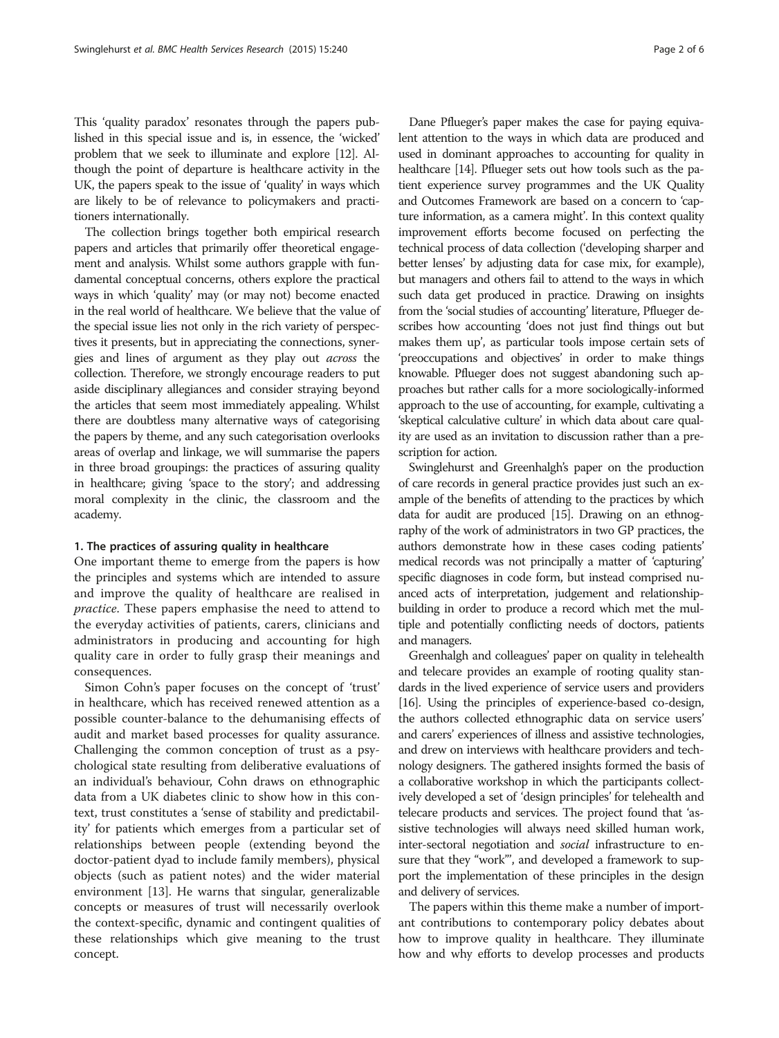This 'quality paradox' resonates through the papers published in this special issue and is, in essence, the 'wicked' problem that we seek to illuminate and explore [12]. Although the point of departure is healthcare activity in the UK, the papers speak to the issue of 'quality' in ways which are likely to be of relevance to policymakers and practitioners internationally.

The collection brings together both empirical research papers and articles that primarily offer theoretical engagement and analysis. Whilst some authors grapple with fundamental conceptual concerns, others explore the practical ways in which 'quality' may (or may not) become enacted in the real world of healthcare. We believe that the value of the special issue lies not only in the rich variety of perspectives it presents, but in appreciating the connections, synergies and lines of argument as they play out *across* the collection. Therefore, we strongly encourage readers to put aside disciplinary allegiances and consider straying beyond the articles that seem most immediately appealing. Whilst there are doubtless many alternative ways of categorising the papers by theme, and any such categorisation overlooks areas of overlap and linkage, we will summarise the papers in three broad groupings: the practices of assuring quality in healthcare; giving 'space to the story'; and addressing moral complexity in the clinic, the classroom and the academy.

### 1. The practices of assuring quality in healthcare

One important theme to emerge from the papers is how the principles and systems which are intended to assure and improve the quality of healthcare are realised in *practice*. These papers emphasise the need to attend to the everyday activities of patients, carers, clinicians and administrators in producing and accounting for high quality care in order to fully grasp their meanings and consequences.

Simon Cohn's paper focuses on the concept of 'trust' in healthcare, which has received renewed attention as a possible counter-balance to the dehumanising effects of audit and market based processes for quality assurance. Challenging the common conception of trust as a psychological state resulting from deliberative evaluations of an individual's behaviour, Cohn draws on ethnographic data from a UK diabetes clinic to show how in this context, trust constitutes a 'sense of stability and predictability' for patients which emerges from a particular set of relationships between people (extending beyond the doctor-patient dyad to include family members), physical objects (such as patient notes) and the wider material environment [13]. He warns that singular, generalizable concepts or measures of trust will necessarily overlook the context-specific, dynamic and contingent qualities of these relationships which give meaning to the trust concept.

Dane Pflueger's paper makes the case for paying equivalent attention to the ways in which data are produced and used in dominant approaches to accounting for quality in healthcare [14]. Pflueger sets out how tools such as the patient experience survey programmes and the UK Quality and Outcomes Framework are based on a concern to 'capture information, as a camera might'. In this context quality improvement efforts become focused on perfecting the technical process of data collection ('developing sharper and better lenses' by adjusting data for case mix, for example), but managers and others fail to attend to the ways in which such data get produced in practice. Drawing on insights from the 'social studies of accounting' literature, Pflueger describes how accounting 'does not just find things out but makes them up', as particular tools impose certain sets of 'preoccupations and objectives' in order to make things knowable. Pflueger does not suggest abandoning such approaches but rather calls for a more sociologically-informed approach to the use of accounting, for example, cultivating a 'skeptical calculative culture' in which data about care quality are used as an invitation to discussion rather than a prescription for action.

Swinglehurst and Greenhalgh's paper on the production of care records in general practice provides just such an example of the benefits of attending to the practices by which data for audit are produced [15]. Drawing on an ethnography of the work of administrators in two GP practices, the authors demonstrate how in these cases coding patients' medical records was not principally a matter of 'capturing' specific diagnoses in code form, but instead comprised nuanced acts of interpretation, judgement and relationship-building in order to produce a record which met the multiple and potentially conflicting needs of doctors, patients and managers.

Greenhalgh and colleagues' paper on quality in telehealth and telecare provides an example of rooting quality standards in the lived experience of service users and providers [16]. Using the principles of experience-based co-design, the authors collected ethnographic data on service users' and carers' experiences of illness and assistive technologies, and drew on interviews with healthcare providers and technology designers. The gathered insights formed the basis of a collaborative workshop in which the participants collectively developed a set of 'design principles' for telehealth and telecare products and services. The project found that 'assistive technologies will always need skilled human work, inter-sectoral negotiation and *social* infrastructure to ensure that they "work"', and developed a framework to support the implementation of these principles in the design and delivery of services.

The papers within this theme make a number of important contributions to contemporary policy debates about how to improve quality in healthcare. They illuminate how and why efforts to develop processes and products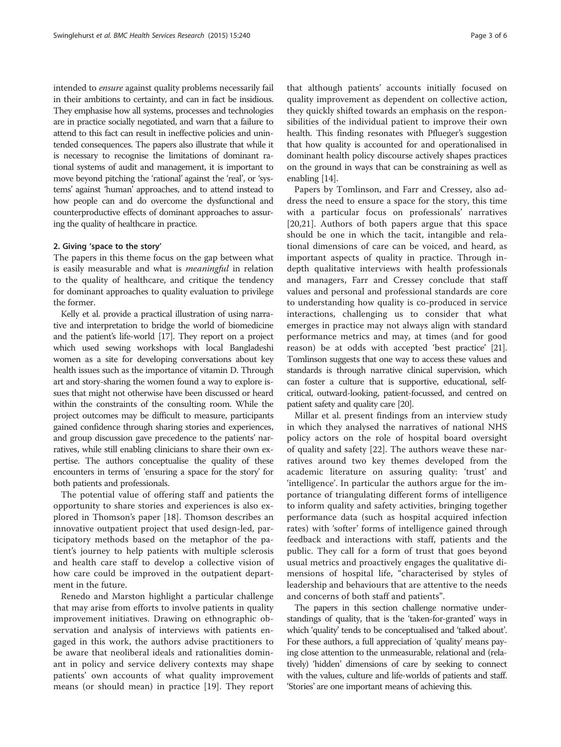intended to *ensure* against quality problems necessarily fail in their ambitions to certainty, and can in fact be insidious. They emphasise how all systems, processes and technologies are in practice socially negotiated, and warn that a failure to attend to this fact can result in ineffective policies and unintended consequences. The papers also illustrate that while it is necessary to recognise the limitations of dominant rational systems of audit and management, it is important to move beyond pitching the 'rational' against the 'real', or 'systems' against 'human' approaches, and to attend instead to how people can and do overcome the dysfunctional and counterproductive effects of dominant approaches to assuring the quality of healthcare in practice.

#### 2. Giving 'space to the story'

The papers in this theme focus on the gap between what is easily measurable and what is *meaningful* in relation to the quality of healthcare, and critique the tendency for dominant approaches to quality evaluation to privilege the former.

Kelly et al. provide a practical illustration of using narrative and interpretation to bridge the world of biomedicine and the patient's life-world [17]. They report on a project which used sewing workshops with local Bangladeshi women as a site for developing conversations about key health issues such as the importance of vitamin D. Through art and story-sharing the women found a way to explore issues that might not otherwise have been discussed or heard within the constraints of the consulting room. While the project outcomes may be difficult to measure, participants gained confidence through sharing stories and experiences, and group discussion gave precedence to the patients' narratives, while still enabling clinicians to share their own expertise. The authors conceptualise the quality of these encounters in terms of 'ensuring a space for the story' for both patients and professionals.

The potential value of offering staff and patients the opportunity to share stories and experiences is also explored in Thomson's paper [18]. Thomson describes an innovative outpatient project that used design-led, participatory methods based on the metaphor of the patient's journey to help patients with multiple sclerosis and health care staff to develop a collective vision of how care could be improved in the outpatient department in the future.

Renedo and Marston highlight a particular challenge that may arise from efforts to involve patients in quality improvement initiatives. Drawing on ethnographic observation and analysis of interviews with patients engaged in this work, the authors advise practitioners to be aware that neoliberal ideals and rationalities dominant in policy and service delivery contexts may shape patients' own accounts of what quality improvement means (or should mean) in practice [19]. They report that although patients' accounts initially focused on quality improvement as dependent on collective action, they quickly shifted towards an emphasis on the responsibilities of the individual patient to improve their own health. This finding resonates with Pflueger's suggestion that how quality is accounted for and operationalised in dominant health policy discourse actively shapes practices on the ground in ways that can be constraining as well as enabling [14].

Papers by Tomlinson, and Farr and Cressey, also address the need to ensure a space for the story, this time with a particular focus on professionals' narratives [20,21]. Authors of both papers argue that this space should be one in which the tacit, intangible and relational dimensions of care can be voiced, and heard, as important aspects of quality in practice. Through in-depth qualitative interviews with health professionals and managers, Farr and Cressey conclude that staff values and personal and professional standards are core to understanding how quality is co-produced in service interactions, challenging us to consider that what emerges in practice may not always align with standard performance metrics and may, at times (and for good reason) be at odds with accepted 'best practice' [21]. Tomlinson suggests that one way to access these values and standards is through narrative clinical supervision, which can foster a culture that is supportive, educational, self-critical, outward-looking, patient-focussed, and centred on patient safety and quality care [20].

Millar et al. present findings from an interview study in which they analysed the narratives of national NHS policy actors on the role of hospital board oversight of quality and safety [22]. The authors weave these narratives around two key themes developed from the academic literature on assuring quality: 'trust' and 'intelligence'. In particular the authors argue for the importance of triangulating different forms of intelligence to inform quality and safety activities, bringing together performance data (such as hospital acquired infection rates) with 'softer' forms of intelligence gained through feedback and interactions with staff, patients and the public. They call for a form of trust that goes beyond usual metrics and proactively engages the qualitative dimensions of hospital life, "characterised by styles of leadership and behaviours that are attentive to the needs and concerns of both staff and patients".

The papers in this section challenge normative understandings of quality, that is the 'taken-for-granted' ways in which 'quality' tends to be conceptualised and 'talked about'. For these authors, a full appreciation of 'quality' means paying close attention to the unmeasurable, relational and (relatively) 'hidden' dimensions of care by seeking to connect with the values, culture and life-worlds of patients and staff. 'Stories' are one important means of achieving this.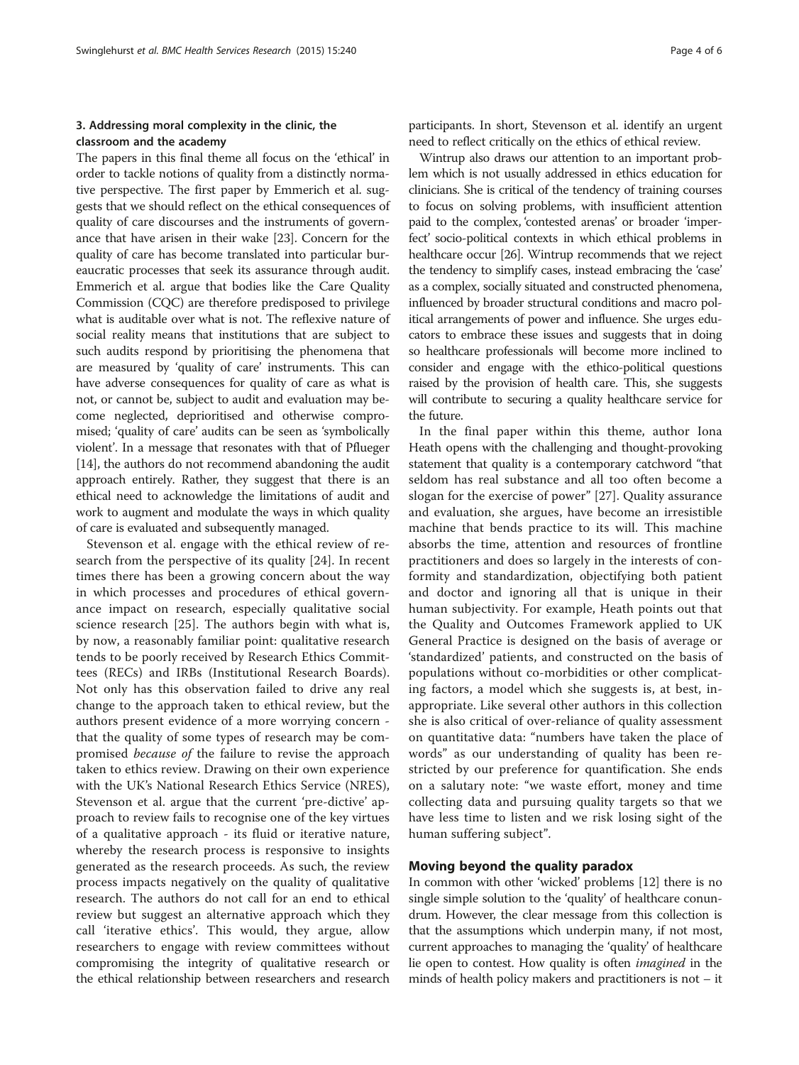### 3. Addressing moral complexity in the clinic, the classroom and the academy

The papers in this final theme all focus on the 'ethical' in order to tackle notions of quality from a distinctly normative perspective. The first paper by Emmerich et al. suggests that we should reflect on the ethical consequences of quality of care discourses and the instruments of governance that have arisen in their wake [23]. Concern for the quality of care has become translated into particular bureaucratic processes that seek its assurance through audit. Emmerich et al. argue that bodies like the Care Quality Commission (CQC) are therefore predisposed to privilege what is auditable over what is not. The reflexive nature of social reality means that institutions that are subject to such audits respond by prioritising the phenomena that are measured by 'quality of care' instruments. This can have adverse consequences for quality of care as what is not, or cannot be, subject to audit and evaluation may become neglected, deprioritised and otherwise compromised; 'quality of care' audits can be seen as 'symbolically violent'. In a message that resonates with that of Pflueger [14], the authors do not recommend abandoning the audit approach entirely. Rather, they suggest that there is an ethical need to acknowledge the limitations of audit and work to augment and modulate the ways in which quality of care is evaluated and subsequently managed.

Stevenson et al. engage with the ethical review of research from the perspective of its quality [24]. In recent times there has been a growing concern about the way in which processes and procedures of ethical governance impact on research, especially qualitative social science research [25]. The authors begin with what is, by now, a reasonably familiar point: qualitative research tends to be poorly received by Research Ethics Committees (RECs) and IRBs (Institutional Research Boards). Not only has this observation failed to drive any real change to the approach taken to ethical review, but the authors present evidence of a more worrying concern - that the quality of some types of research may be compromised *because of* the failure to revise the approach taken to ethics review. Drawing on their own experience with the UK's National Research Ethics Service (NRES), Stevenson et al. argue that the current 'pre-dictive' approach to review fails to recognise one of the key virtues of a qualitative approach - its fluid or iterative nature, whereby the research process is responsive to insights generated as the research proceeds. As such, the review process impacts negatively on the quality of qualitative research. The authors do not call for an end to ethical review but suggest an alternative approach which they call 'iterative ethics'. This would, they argue, allow researchers to engage with review committees without compromising the integrity of qualitative research or the ethical relationship between researchers and research participants. In short, Stevenson et al. identify an urgent need to reflect critically on the ethics of ethical review.

Wintrup also draws our attention to an important problem which is not usually addressed in ethics education for clinicians. She is critical of the tendency of training courses to focus on solving problems, with insufficient attention paid to the complex, 'contested arenas' or broader 'imperfect' socio-political contexts in which ethical problems in healthcare occur [26]. Wintrup recommends that we reject the tendency to simplify cases, instead embracing the 'case' as a complex, socially situated and constructed phenomena, influenced by broader structural conditions and macro political arrangements of power and influence. She urges educators to embrace these issues and suggests that in doing so healthcare professionals will become more inclined to consider and engage with the ethico-political questions raised by the provision of health care. This, she suggests will contribute to securing a quality healthcare service for the future.

In the final paper within this theme, author Iona Heath opens with the challenging and thought-provoking statement that quality is a contemporary catchword "that seldom has real substance and all too often become a slogan for the exercise of power" [27]. Quality assurance and evaluation, she argues, have become an irresistible machine that bends practice to its will. This machine absorbs the time, attention and resources of frontline practitioners and does so largely in the interests of conformity and standardization, objectifying both patient and doctor and ignoring all that is unique in their human subjectivity. For example, Heath points out that the Quality and Outcomes Framework applied to UK General Practice is designed on the basis of average or 'standardized' patients, and constructed on the basis of populations without co-morbidities or other complicating factors, a model which she suggests is, at best, inappropriate. Like several other authors in this collection she is also critical of over-reliance of quality assessment on quantitative data: "numbers have taken the place of words" as our understanding of quality has been restricted by our preference for quantification. She ends on a salutary note: "we waste effort, money and time collecting data and pursuing quality targets so that we have less time to listen and we risk losing sight of the human suffering subject".

## Moving beyond the quality paradox

In common with other 'wicked' problems [12] there is no single simple solution to the 'quality' of healthcare conundrum. However, the clear message from this collection is that the assumptions which underpin many, if not most, current approaches to managing the 'quality' of healthcare lie open to contest. How quality is often *imagined* in the minds of health policy makers and practitioners is not – it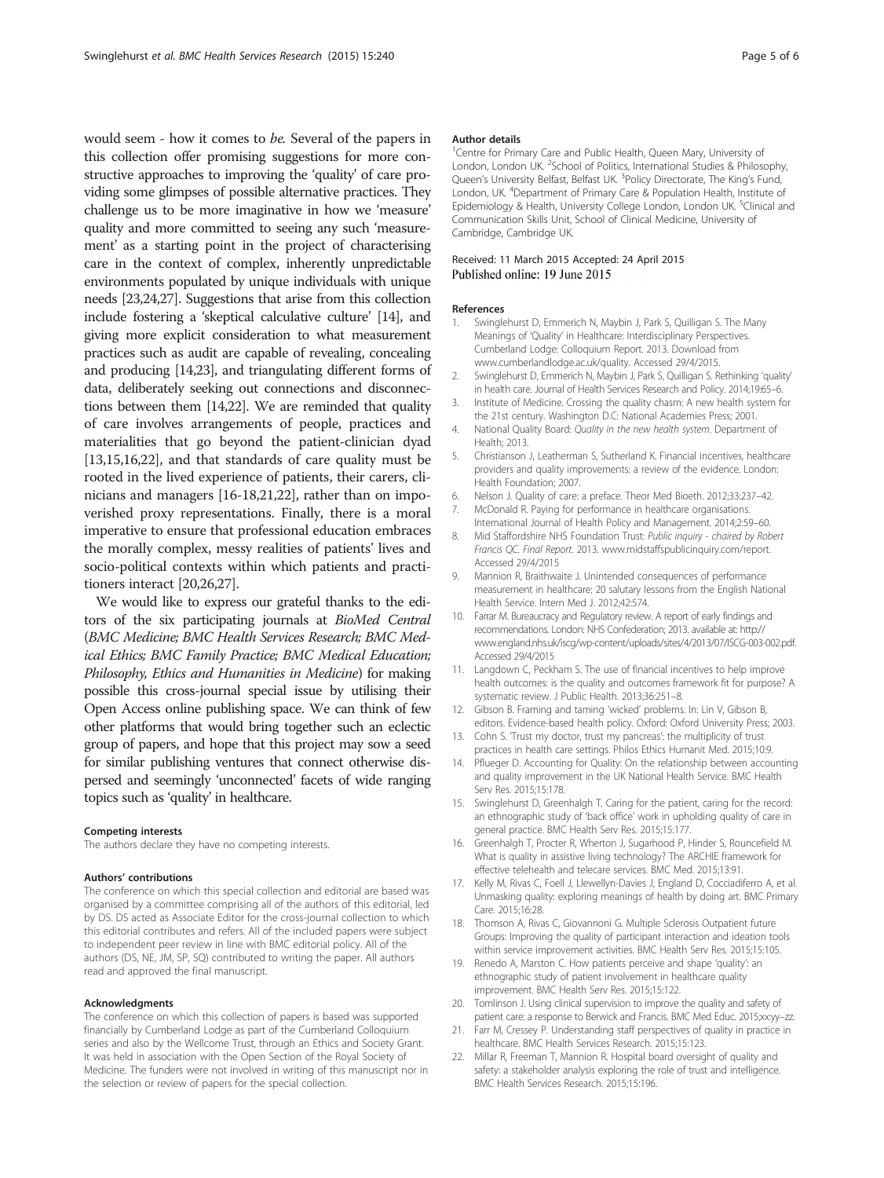would seem - how it comes to *be*. Several of the papers in this collection offer promising suggestions for more constructive approaches to improving the 'quality' of care providing some glimpses of possible alternative practices. They challenge us to be more imaginative in how we 'measure' quality and more committed to seeing any such 'measurement' as a starting point in the project of characterising care in the context of complex, inherently unpredictable environments populated by unique individuals with unique needs [23,24,27]. Suggestions that arise from this collection include fostering a 'skeptical calculative culture' [14], and giving more explicit consideration to what measurement practices such as audit are capable of revealing, concealing and producing [14,23], and triangulating different forms of data, deliberately seeking out connections and disconnections between them [14,22]. We are reminded that quality of care involves arrangements of people, practices and materialities that go beyond the patient-clinician dyad [13,15,16,22], and that standards of care quality must be rooted in the lived experience of patients, their carers, clinicians and managers [16-18,21,22], rather than on impoverished proxy representations. Finally, there is a moral imperative to ensure that professional education embraces the morally complex, messy realities of patients' lives and socio-political contexts within which patients and practitioners interact [20,26,27].

We would like to express our grateful thanks to the editors of the six participating journals at *BioMed Central* (*BMC Medicine; BMC Health Services Research; BMC Medical Ethics; BMC Family Practice; BMC Medical Education; Philosophy, Ethics and Humanities in Medicine*) for making possible this cross-journal special issue by utilising their Open Access online publishing space. We can think of few other platforms that would bring together such an eclectic group of papers, and hope that this project may sow a seed for similar publishing ventures that connect otherwise dispersed and seemingly 'unconnected' facets of wide ranging topics such as 'quality' in healthcare.

#### Competing interests
The authors declare they have no competing interests.

#### Authors' contributions
The conference on which this special collection and editorial are based was organised by a committee comprising all of the authors of this editorial, led by DS. DS acted as Associate Editor for the cross-journal collection to which this editorial contributes and refers. All of the included papers were subject to independent peer review in line with BMC editorial policy. All of the authors (DS, NE, JM, SP, SQ) contributed to writing the paper. All authors read and approved the final manuscript.

#### Acknowledgments
The conference on which this collection of papers is based was supported financially by Cumberland Lodge as part of the Cumberland Colloquium series and also by the Wellcome Trust, through an Ethics and Society Grant. It was held in association with the Open Section of the Royal Society of Medicine. The funders were not involved in writing of this manuscript nor in the selection or review of papers for the special collection.

#### Author details
[1]Centre for Primary Care and Public Health, Queen Mary, University of London, London UK. [2]School of Politics, International Studies & Philosophy, Queen's University Belfast, Belfast UK. [3]Policy Directorate, The King's Fund, London, UK. [4]Department of Primary Care & Population Health, Institute of Epidemiology & Health, University College London, London UK. [5]Clinical and Communication Skills Unit, School of Clinical Medicine, University of Cambridge, Cambridge UK.

Received: 11 March 2015 Accepted: 24 April 2015
Published online: 19 June 2015

#### References
1. Swinglehurst D, Emmerich N, Maybin J, Park S, Quilligan S. The Many Meanings of 'Quality' in Healthcare: Interdisciplinary Perspectives. Cumberland Lodge: Colloquium Report. 2013. Download from www.cumberlandlodge.ac.uk/quality. Accessed 29/4/2015.
2. Swinglehurst D, Emmerich N, Maybin J, Park S, Quilligan S. Rethinking 'quality' in health care. Journal of Health Services Research and Policy. 2014;19:65–6.
3. Institute of Medicine. Crossing the quality chasm: A new health system for the 21st century. Washington D.C: National Academies Press; 2001.
4. National Quality Board: *Quality in the new health system*. Department of Health; 2013.
5. Christianson J, Leatherman S, Sutherland K. Financial incentives, healthcare providers and quality improvements: a review of the evidence. London: Health Foundation; 2007.
6. Nelson J. Quality of care: a preface. Theor Med Bioeth. 2012;33:237–42.
7. McDonald R. Paying for performance in healthcare organisations. International Journal of Health Policy and Management. 2014;2:59–60.
8. Mid Staffordshire NHS Foundation Trust: *Public inquiry - chaired by Robert Francis QC. Final Report*. 2013. www.midstaffspublicinquiry.com/report. Accessed 29/4/2015
9. Mannion R, Braithwaite J. Unintended consequences of performance measurement in healthcare: 20 salutary lessons from the English National Health Service. Intern Med J. 2012;42:574.
10. Farrar M. Bureaucracy and Regulatory review. A report of early findings and recommendations. London: NHS Confederation; 2013. available at: http://www.england.nhs.uk/iscg/wp-content/uploads/sites/4/2013/07/ISCG-003-002.pdf. Accessed 29/4/2015
11. Langdown C, Peckham S. The use of financial incentives to help improve health outcomes: is the quality and outcomes framework fit for purpose? A systematic review. J Public Health. 2013;36:251–8.
12. Gibson B. Framing and taming 'wicked' problems. In: Lin V, Gibson B, editors. Evidence-based health policy. Oxford: Oxford University Press; 2003.
13. Cohn S. 'Trust my doctor, trust my pancreas': the multiplicity of trust practices in health care settings. Philos Ethics Humanit Med. 2015;10:9.
14. Pflueger D. Accounting for Quality: On the relationship between accounting and quality improvement in the UK National Health Service. BMC Health Serv Res. 2015;15:178.
15. Swinglehurst D, Greenhalgh T. Caring for the patient, caring for the record: an ethnographic study of 'back office' work in upholding quality of care in general practice. BMC Health Serv Res. 2015;15:177.
16. Greenhalgh T, Procter R, Wherton J, Sugarhood P, Hinder S, Rouncefield M. What is quality in assistive living technology? The ARCHIE framework for effective telehealth and telecare services. BMC Med. 2015;13:91.
17. Kelly M, Rivas C, Foell J, Llewellyn-Davies J, England D, Cocciadiferro A, et al. Unmasking quality: exploring meanings of health by doing art. BMC Primary Care. 2015;16:28.
18. Thomson A, Rivas C, Giovannoni G. Multiple Sclerosis Outpatient future Groups: Improving the quality of participant interaction and ideation tools within service improvement activities. BMC Health Serv Res. 2015;15:105.
19. Renedo A, Marston C. How patients perceive and shape 'quality': an ethnographic study of patient involvement in healthcare quality improvement. BMC Health Serv Res. 2015;15:122.
20. Tomlinson J. Using clinical supervision to improve the quality and safety of patient care: a response to Berwick and Francis. BMC Med Educ. 2015;xx:yy–zz.
21. Farr M, Cressey P. Understanding staff perspectives of quality in practice in healthcare. BMC Health Services Research. 2015;15:123.
22. Millar R, Freeman T, Mannion R. Hospital board oversight of quality and safety: a stakeholder analysis exploring the role of trust and intelligence. BMC Health Services Research. 2015;15:196.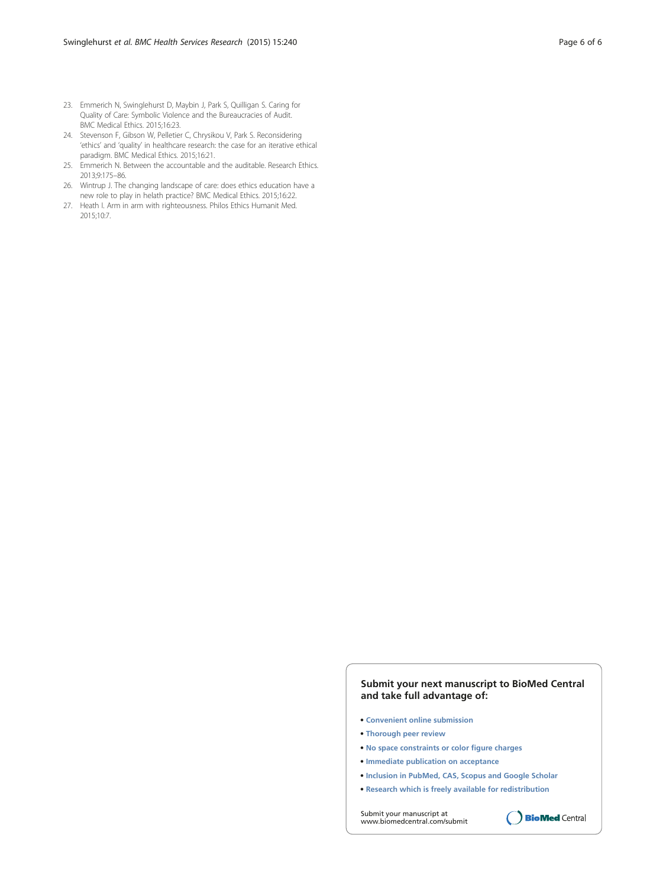23. Emmerich N, Swinglehurst D, Maybin J, Park S, Quilligan S. Caring for Quality of Care: Symbolic Violence and the Bureaucracies of Audit. BMC Medical Ethics. 2015;16:23.
24. Stevenson F, Gibson W, Pelletier C, Chrysikou V, Park S. Reconsidering 'ethics' and 'quality' in healthcare research: the case for an iterative ethical paradigm. BMC Medical Ethics. 2015;16:21.
25. Emmerich N. Between the accountable and the auditable. Research Ethics. 2013;9:175–86.
26. Wintrup J. The changing landscape of care: does ethics education have a new role to play in helath practice? BMC Medical Ethics. 2015;16:22.
27. Heath I. Arm in arm with righteousness. Philos Ethics Humanit Med. 2015;10:7.

**Submit your next manuscript to BioMed Central and take full advantage of:**

- **Convenient online submission**
- **Thorough peer review**
- **No space constraints or color figure charges**
- **Immediate publication on acceptance**
- **Inclusion in PubMed, CAS, Scopus and Google Scholar**
- **Research which is freely available for redistribution**

Submit your manuscript at
www.biomedcentral.com/submit

BioMed Central